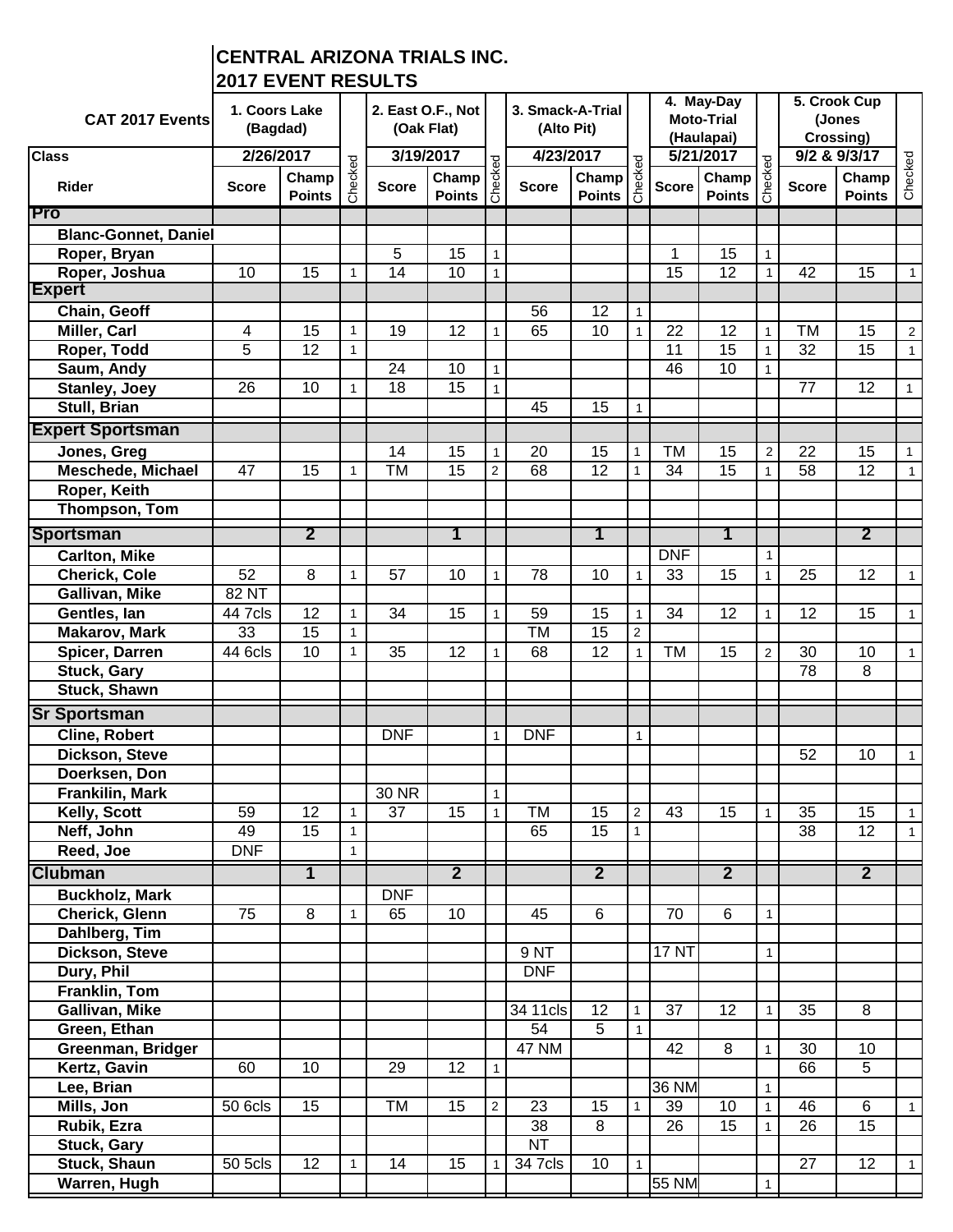# CENTRAL ARIZONA TRIALS INC.
## 2017 EVENT RESULTS

| CAT 2017 Events | 1. Coors Lake (Bagdad) | | | 2. East O.F., Not (Oak Flat) | | | 3. Smack-A-Trial (Alto Pit) | | | 4. May-Day Moto-Trial (Haulapai) | | | 5. Crook Cup (Jones Crossing) | | |
|---|---|---|---|---|---|---|---|---|---|---|---|---|---|---|---|
| Class | 2/26/2017 | | | 3/19/2017 | | | 4/23/2017 | | | 5/21/2017 | | | 9/2 & 9/3/17 | | |
| Rider | Score | Champ Points | Checked | Score | Champ Points | Checked | Score | Champ Points | Checked | Score | Champ Points | Checked | Score | Champ Points | Checked |
| **Pro** | | | | | | | | | | | | | | | |
| Blanc-Gonnet, Daniel | | | | | | | | | | | | | | | |
| Roper, Bryan | | | | 5 | 15 | 1 | | | | 1 | 15 | 1 | | | |
| Roper, Joshua | 10 | 15 | 1 | 14 | 10 | 1 | | | | 15 | 12 | 1 | 42 | 15 | 1 |
| **Expert** | | | | | | | | | | | | | | | |
| Chain, Geoff | | | | | | | 56 | 12 | 1 | | | | | | |
| Miller, Carl | 4 | 15 | 1 | 19 | 12 | 1 | 65 | 10 | 1 | 22 | 12 | 1 | TM | 15 | 2 |
| Roper, Todd | 5 | 12 | 1 | | | | | | | 11 | 15 | 1 | 32 | 15 | 1 |
| Saum, Andy | | | | 24 | 10 | 1 | | | | 46 | 10 | 1 | | | |
| Stanley, Joey | 26 | 10 | 1 | 18 | 15 | 1 | | | | | | | 77 | 12 | 1 |
| Stull, Brian | | | | | | | 45 | 15 | 1 | | | | | | |
| **Expert Sportsman** | | | | | | | | | | | | | | | |
| Jones, Greg | | | | 14 | 15 | 1 | 20 | 15 | 1 | TM | 15 | 2 | 22 | 15 | 1 |
| Meschede, Michael | 47 | 15 | 1 | TM | 15 | 2 | 68 | 12 | 1 | 34 | 15 | 1 | 58 | 12 | 1 |
| Roper, Keith | | | | | | | | | | | | | | | |
| Thompson, Tom | | | | | | | | | | | | | | | |
| **Sportsman** | | **2** | | | **1** | | | **1** | | | **1** | | | **2** | |
| Carlton, Mike | | | | | | | | | | DNF | | 1 | | | |
| Cherick, Cole | 52 | 8 | 1 | 57 | 10 | 1 | 78 | 10 | 1 | 33 | 15 | 1 | 25 | 12 | 1 |
| Gallivan, Mike | 82 NT | | | | | | | | | | | | | | |
| Gentles, Ian | 44 7cls | 12 | 1 | 34 | 15 | 1 | 59 | 15 | 1 | 34 | 12 | 1 | 12 | 15 | 1 |
| Makarov, Mark | 33 | 15 | 1 | | | | TM | 15 | 2 | | | | | | |
| Spicer, Darren | 44 6cls | 10 | 1 | 35 | 12 | 1 | 68 | 12 | 1 | TM | 15 | 2 | 30 | 10 | 1 |
| Stuck, Gary | | | | | | | | | | | | | 78 | 8 | |
| Stuck, Shawn | | | | | | | | | | | | | | | |
| **Sr Sportsman** | | | | | | | | | | | | | | | |
| Cline, Robert | | | | DNF | | 1 | DNF | | 1 | | | | | | |
| Dickson, Steve | | | | | | | | | | | | | 52 | 10 | 1 |
| Doerksen, Don | | | | | | | | | | | | | | | |
| Frankilin, Mark | | | | 30 NR | | 1 | | | | | | | | | |
| Kelly, Scott | 59 | 12 | 1 | 37 | 15 | 1 | TM | 15 | 2 | 43 | 15 | 1 | 35 | 15 | 1 |
| Neff, John | 49 | 15 | 1 | | | | 65 | 15 | 1 | | | | 38 | 12 | 1 |
| Reed, Joe | DNF | | 1 | | | | | | | | | | | | |
| **Clubman** | | **1** | | | **2** | | | **2** | | | **2** | | | **2** | |
| Buckholz, Mark | | | | DNF | | | | | | | | | | | |
| Cherick, Glenn | 75 | 8 | 1 | 65 | 10 | | 45 | 6 | | 70 | 6 | 1 | | | |
| Dahlberg, Tim | | | | | | | | | | | | | | | |
| Dickson, Steve | | | | | | | 9 NT | | | 17 NT | | 1 | | | |
| Dury, Phil | | | | | | | DNF | | | | | | | | |
| Franklin, Tom | | | | | | | | | | | | | | | |
| Gallivan, Mike | | | | | | | 34 11cls | 12 | 1 | 37 | 12 | 1 | 35 | 8 | |
| Green, Ethan | | | | | | | 54 | 5 | 1 | | | | | | |
| Greenman, Bridger | | | | | | | 47 NM | | | 42 | 8 | 1 | 30 | 10 | |
| Kertz, Gavin | 60 | 10 | | 29 | 12 | 1 | | | | | | | 66 | 5 | |
| Lee, Brian | | | | | | | | | | 36 NM | | 1 | | | |
| Mills, Jon | 50 6cls | 15 | | TM | 15 | 2 | 23 | 15 | 1 | 39 | 10 | 1 | 46 | 6 | 1 |
| Rubik, Ezra | | | | | | | 38 | 8 | | 26 | 15 | 1 | 26 | 15 | |
| Stuck, Gary | | | | | | | NT | | | | | | | | |
| Stuck, Shaun | 50 5cls | 12 | 1 | 14 | 15 | 1 | 34 7cls | 10 | 1 | | | | 27 | 12 | 1 |
| Warren, Hugh | | | | | | | | | | 55 NM | | 1 | | | |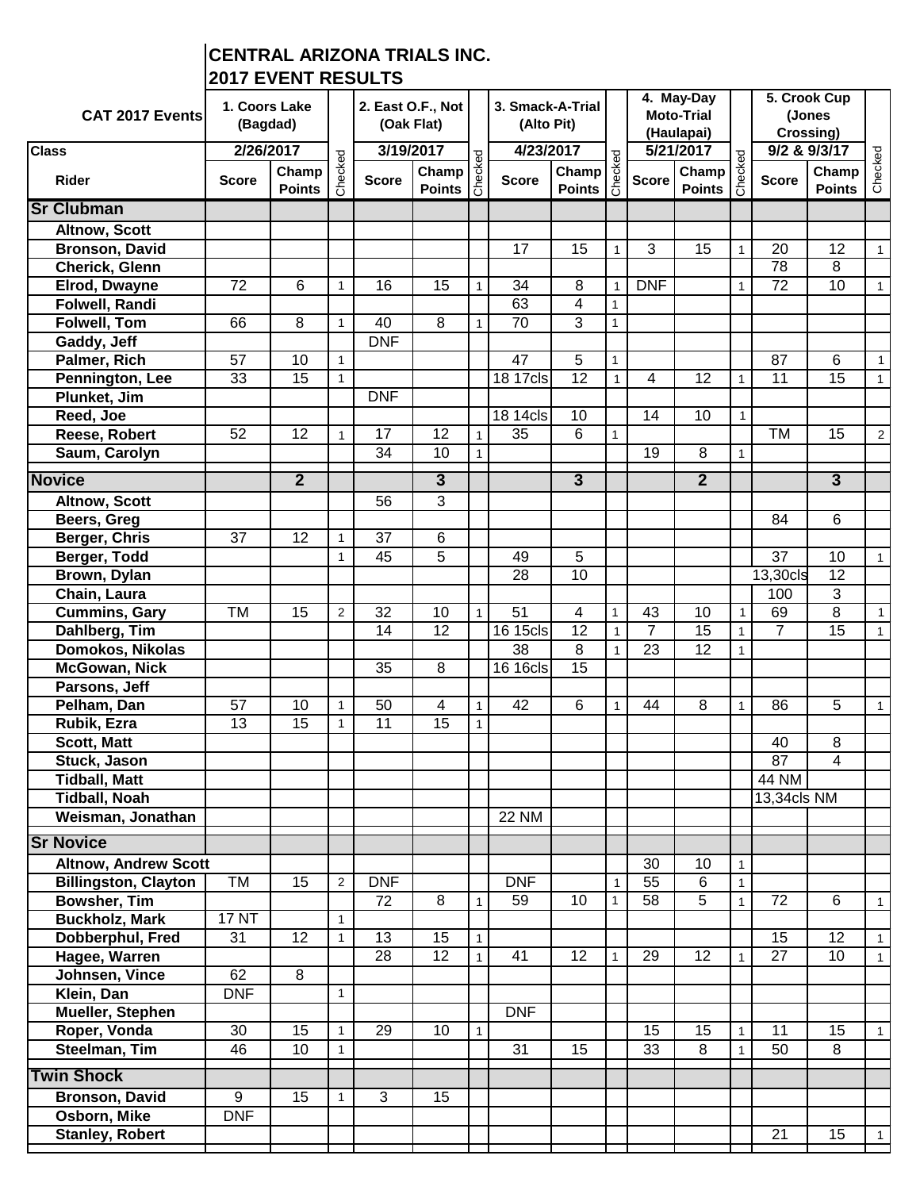# CENTRAL ARIZONA TRIALS INC.
## 2017 EVENT RESULTS

| CAT 2017 Events | 1. Coors Lake (Bagdad) | | | 2. East O.F., Not (Oak Flat) | | | 3. Smack-A-Trial (Alto Pit) | | | 4. May-Day Moto-Trial (Haulapai) | | | 5. Crook Cup (Jones Crossing) | | |
|---|---|---|---|---|---|---|---|---|---|---|---|---|---|---|---|
| Class | 2/26/2017 | | | 3/19/2017 | | | 4/23/2017 | | | 5/21/2017 | | | 9/2 & 9/3/17 | | |
| Rider | Score | Champ Points | Checked | Score | Champ Points | Checked | Score | Champ Points | Checked | Score | Champ Points | Checked | Score | Champ Points | Checked |
| **Sr Clubman** | | | | | | | | | | | | | | | |
| Altnow, Scott | | | | | | | | | | | | | | | |
| Bronson, David | | | | | | | 17 | 15 | 1 | 3 | 15 | 1 | 20 | 12 | 1 |
| Cherick, Glenn | | | | | | | | | | | | | 78 | 8 | |
| Elrod, Dwayne | 72 | 6 | 1 | 16 | 15 | 1 | 34 | 8 | 1 | DNF | | 1 | 72 | 10 | 1 |
| Folwell, Randi | | | | | | | 63 | 4 | 1 | | | | | | |
| Folwell, Tom | 66 | 8 | 1 | 40 | 8 | 1 | 70 | 3 | 1 | | | | | | |
| Gaddy, Jeff | | | | DNF | | | | | | | | | | | |
| Palmer, Rich | 57 | 10 | 1 | | | | 47 | 5 | 1 | | | | 87 | 6 | 1 |
| Pennington, Lee | 33 | 15 | 1 | | | | 18 17cls | 12 | 1 | 4 | 12 | 1 | 11 | 15 | 1 |
| Plunket, Jim | | | | DNF | | | | | | | | | | | |
| Reed, Joe | | | | | | | 18 14cls | 10 | | 14 | 10 | 1 | | | |
| Reese, Robert | 52 | 12 | 1 | 17 | 12 | 1 | 35 | 6 | 1 | | | | TM | 15 | 2 |
| Saum, Carolyn | | | | 34 | 10 | 1 | | | | 19 | 8 | 1 | | | |
| **Novice** | | **2** | | | **3** | | | **3** | | | **2** | | | **3** | |
| Altnow, Scott | | | | 56 | 3 | | | | | | | | | | |
| Beers, Greg | | | | | | | | | | | | | 84 | 6 | |
| Berger, Chris | 37 | 12 | 1 | 37 | 6 | | | | | | | | | | |
| Berger, Todd | | | 1 | 45 | 5 | | 49 | 5 | | | | | 37 | 10 | 1 |
| Brown, Dylan | | | | | | | 28 | 10 | | | | | 13,30cls | 12 | |
| Chain, Laura | | | | | | | | | | | | | 100 | 3 | |
| Cummins, Gary | TM | 15 | 2 | 32 | 10 | 1 | 51 | 4 | 1 | 43 | 10 | 1 | 69 | 8 | 1 |
| Dahlberg, Tim | | | | 14 | 12 | | 16 15cls | 12 | 1 | 7 | 15 | 1 | 7 | 15 | 1 |
| Domokos, Nikolas | | | | | | | 38 | 8 | 1 | 23 | 12 | 1 | | | |
| McGowan, Nick | | | | 35 | 8 | | 16 16cls | 15 | | | | | | | |
| Parsons, Jeff | | | | | | | | | | | | | | | |
| Pelham, Dan | 57 | 10 | 1 | 50 | 4 | 1 | 42 | 6 | 1 | 44 | 8 | 1 | 86 | 5 | 1 |
| Rubik, Ezra | 13 | 15 | 1 | 11 | 15 | 1 | | | | | | | | | |
| Scott, Matt | | | | | | | | | | | | | 40 | 8 | |
| Stuck, Jason | | | | | | | | | | | | | 87 | 4 | |
| Tidball, Matt | | | | | | | | | | | | | 44 NM | | |
| Tidball, Noah | | | | | | | | | | | | | 13,34cls NM | | |
| Weisman, Jonathan | | | | | | | 22 NM | | | | | | | | |
| **Sr Novice** | | | | | | | | | | | | | | | |
| Altnow, Andrew Scott | | | | | | | | | | 30 | 10 | 1 | | | |
| Billingston, Clayton | TM | 15 | 2 | DNF | | | DNF | | 1 | 55 | 6 | 1 | | | |
| Bowsher, Tim | | | | 72 | 8 | 1 | 59 | 10 | 1 | 58 | 5 | 1 | 72 | 6 | 1 |
| Buckholz, Mark | 17 NT | | 1 | | | | | | | | | | | | |
| Dobberphul, Fred | 31 | 12 | 1 | 13 | 15 | 1 | | | | | | | 15 | 12 | 1 |
| Hagee, Warren | | | | 28 | 12 | 1 | 41 | 12 | 1 | 29 | 12 | 1 | 27 | 10 | 1 |
| Johnsen, Vince | 62 | 8 | | | | | | | | | | | | | |
| Klein, Dan | DNF | | 1 | | | | | | | | | | | | |
| Mueller, Stephen | | | | | | | DNF | | | | | | | | |
| Roper, Vonda | 30 | 15 | 1 | 29 | 10 | 1 | | | | 15 | 15 | 1 | 11 | 15 | 1 |
| Steelman, Tim | 46 | 10 | 1 | | | | 31 | 15 | | 33 | 8 | 1 | 50 | 8 | |
| **Twin Shock** | | | | | | | | | | | | | | | |
| Bronson, David | 9 | 15 | 1 | 3 | 15 | | | | | | | | | | |
| Osborn, Mike | DNF | | | | | | | | | | | | | | |
| Stanley, Robert | | | | | | | | | | | | | 21 | 15 | 1 |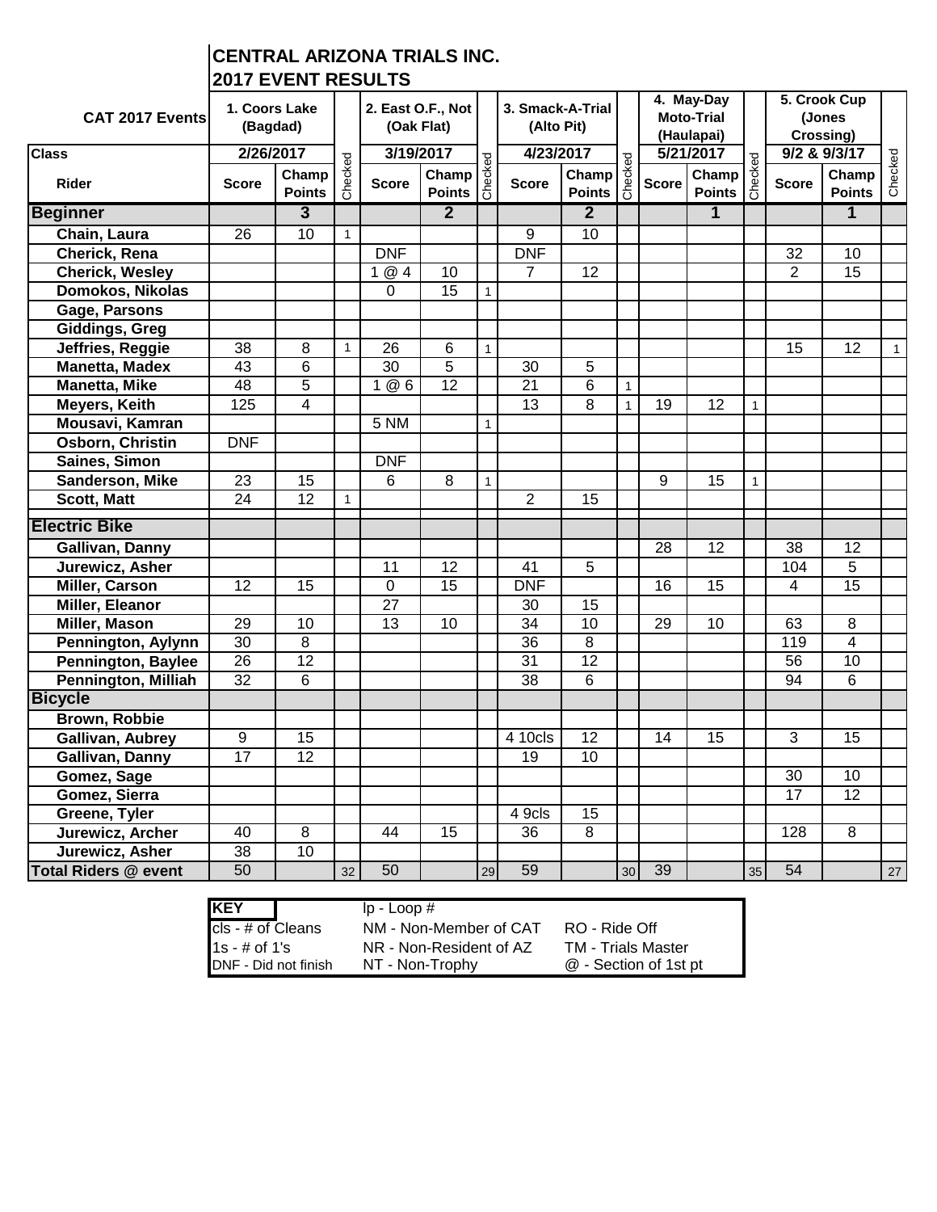# CENTRAL ARIZONA TRIALS INC.
## 2017 EVENT RESULTS

| CAT 2017 Events | 1. Coors Lake (Bagdad) | | | 2. East O.F., Not (Oak Flat) | | | 3. Smack-A-Trial (Alto Pit) | | | 4. May-Day Moto-Trial (Haulapai) | | | 5. Crook Cup (Jones Crossing) | | |
|---|---|---|---|---|---|---|---|---|---|---|---|---|---|---|---|
| Class | 2/26/2017 | | | 3/19/2017 | | | 4/23/2017 | | | 5/21/2017 | | | 9/2 & 9/3/17 | | |
| Rider | Score | Champ Points | Checked | Score | Champ Points | Checked | Score | Champ Points | Checked | Score | Champ Points | Checked | Score | Champ Points | Checked |
| **Beginner** | | 3 | | | 2 | | | 2 | | | 1 | | | 1 | |
| Chain, Laura | 26 | 10 | 1 | | | | 9 | 10 | | | | | | | |
| Cherick, Rena | | | | DNF | | | DNF | | | | | | 32 | 10 | |
| Cherick, Wesley | | | | 1 @ 4 | 10 | | 7 | 12 | | | | | 2 | 15 | |
| Domokos, Nikolas | | | | 0 | 15 | 1 | | | | | | | | | |
| Gage, Parsons | | | | | | | | | | | | | | | |
| Giddings, Greg | | | | | | | | | | | | | | | |
| Jeffries, Reggie | 38 | 8 | 1 | 26 | 6 | 1 | | | | | | | 15 | 12 | 1 |
| Manetta, Madex | 43 | 6 | | 30 | 5 | | 30 | 5 | | | | | | | |
| Manetta, Mike | 48 | 5 | | 1 @ 6 | 12 | | 21 | 6 | 1 | | | | | | |
| Meyers, Keith | 125 | 4 | | | | | 13 | 8 | 1 | 19 | 12 | 1 | | | |
| Mousavi, Kamran | | | | 5 NM | | 1 | | | | | | | | | |
| Osborn, Christin | DNF | | | | | | | | | | | | | | |
| Saines, Simon | | | | DNF | | | | | | | | | | | |
| Sanderson, Mike | 23 | 15 | | 6 | 8 | 1 | | | | 9 | 15 | 1 | | | |
| Scott, Matt | 24 | 12 | 1 | | | | 2 | 15 | | | | | | | |
| **Electric Bike** | | | | | | | | | | | | | | | |
| Gallivan, Danny | | | | | | | | | | 28 | 12 | | 38 | 12 | |
| Jurewicz, Asher | | | | 11 | 12 | | 41 | 5 | | | | | 104 | 5 | |
| Miller, Carson | 12 | 15 | | 0 | 15 | | DNF | | | 16 | 15 | | 4 | 15 | |
| Miller, Eleanor | | | | 27 | | | 30 | 15 | | | | | | | |
| Miller, Mason | 29 | 10 | | 13 | 10 | | 34 | 10 | | 29 | 10 | | 63 | 8 | |
| Pennington, Aylynn | 30 | 8 | | | | | 36 | 8 | | | | | 119 | 4 | |
| Pennington, Baylee | 26 | 12 | | | | | 31 | 12 | | | | | 56 | 10 | |
| Pennington, Milliah | 32 | 6 | | | | | 38 | 6 | | | | | 94 | 6 | |
| **Bicycle** | | | | | | | | | | | | | | | |
| Brown, Robbie | | | | | | | | | | | | | | | |
| Gallivan, Aubrey | 9 | 15 | | | | | 4 10cls | 12 | | 14 | 15 | | 3 | 15 | |
| Gallivan, Danny | 17 | 12 | | | | | 19 | 10 | | | | | | | |
| Gomez, Sage | | | | | | | | | | | | | 30 | 10 | |
| Gomez, Sierra | | | | | | | | | | | | | 17 | 12 | |
| Greene, Tyler | | | | | | | 4 9cls | 15 | | | | | | | |
| Jurewicz, Archer | 40 | 8 | | 44 | 15 | | 36 | 8 | | | | | 128 | 8 | |
| Jurewicz, Asher | 38 | 10 | | | | | | | | | | | | | |
| **Total Riders @ event** | 50 | | 32 | 50 | | 29 | 59 | | 30 | 39 | | 35 | 54 | | 27 |

| KEY | | |
|---|---|---|
| | lp - Loop # | |
| cls - # of Cleans | NM - Non-Member of CAT | RO - Ride Off |
| 1s - # of 1's | NR - Non-Resident of AZ | TM - Trials Master |
| DNF - Did not finish | NT - Non-Trophy | @ - Section of 1st pt |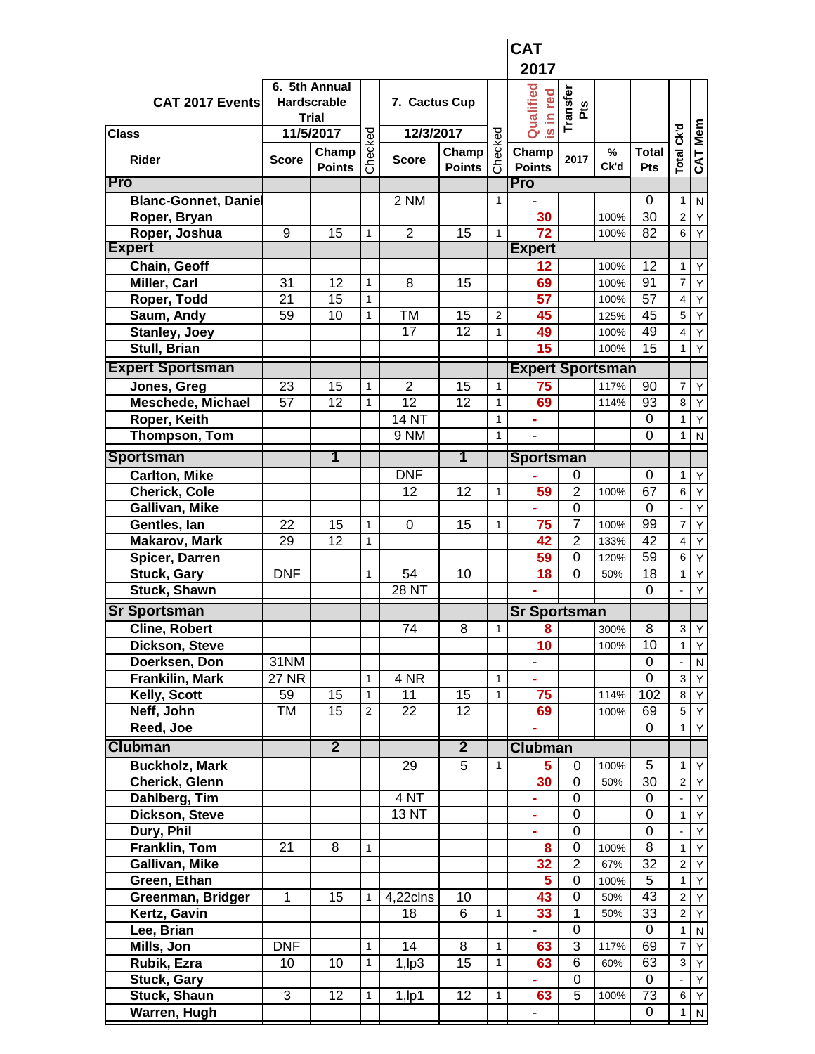| CAT 2017 Events | 6. 5th Annual Hardscrable Trial | | | 7. Cactus Cup | | | CAT 2017 | | | | | |
|---|---|---|---|---|---|---|---|---|---|---|---|---|
| Class | 11/5/2017 | | Checked | 12/3/2017 | | Checked | Qualified is in red | Transfer Pts | | | Total Ck'd | CAT Mem |
| Rider | Score | Champ Points | | Score | Champ Points | | Champ Points | 2017 | % Ck'd | Total Pts | | |
| **Pro** | | | | | | | **Pro** | | | | | |
| Blanc-Gonnet, Daniel | | | | 2 NM | | 1 | - | | | 0 | 1 | N |
| Roper, Bryan | | | | | | | 30 | | 100% | 30 | 2 | Y |
| Roper, Joshua | 9 | 15 | 1 | 2 | 15 | 1 | 72 | | 100% | 82 | 6 | Y |
| **Expert** | | | | | | | **Expert** | | | | | |
| Chain, Geoff | | | | | | | 12 | | 100% | 12 | 1 | Y |
| Miller, Carl | 31 | 12 | 1 | 8 | 15 | | 69 | | 100% | 91 | 7 | Y |
| Roper, Todd | 21 | 15 | 1 | | | | 57 | | 100% | 57 | 4 | Y |
| Saum, Andy | 59 | 10 | 1 | TM | 15 | 2 | 45 | | 125% | 45 | 5 | Y |
| Stanley, Joey | | | | 17 | 12 | 1 | 49 | | 100% | 49 | 4 | Y |
| Stull, Brian | | | | | | | 15 | | 100% | 15 | 1 | Y |
| **Expert Sportsman** | | | | | | | **Expert Sportsman** | | | | | |
| Jones, Greg | 23 | 15 | 1 | 2 | 15 | 1 | 75 | | 117% | 90 | 7 | Y |
| Meschede, Michael | 57 | 12 | 1 | 12 | 12 | 1 | 69 | | 114% | 93 | 8 | Y |
| Roper, Keith | | | | 14 NT | | 1 | - | | | 0 | 1 | Y |
| Thompson, Tom | | | | 9 NM | | 1 | - | | | 0 | 1 | N |
| **Sportsman** | | 1 | | | 1 | | **Sportsman** | | | | | |
| Carlton, Mike | | | | DNF | | | - | 0 | | 0 | 1 | Y |
| Cherick, Cole | | | | 12 | 12 | 1 | 59 | 2 | 100% | 67 | 6 | Y |
| Gallivan, Mike | | | | | | | - | 0 | | 0 | - | Y |
| Gentles, Ian | 22 | 15 | 1 | 0 | 15 | 1 | 75 | 7 | 100% | 99 | 7 | Y |
| Makarov, Mark | 29 | 12 | 1 | | | | 42 | 2 | 133% | 42 | 4 | Y |
| Spicer, Darren | | | | | | | 59 | 0 | 120% | 59 | 6 | Y |
| Stuck, Gary | DNF | | 1 | 54 | 10 | | 18 | 0 | 50% | 18 | 1 | Y |
| Stuck, Shawn | | | | 28 NT | | | - | | | 0 | - | Y |
| **Sr Sportsman** | | | | | | | **Sr Sportsman** | | | | | |
| Cline, Robert | | | | 74 | 8 | 1 | 8 | | 300% | 8 | 3 | Y |
| Dickson, Steve | | | | | | | 10 | | 100% | 10 | 1 | Y |
| Doerksen, Don | 31NM | | | | | | - | | | 0 | - | N |
| Frankilin, Mark | 27 NR | | 1 | 4 NR | | 1 | - | | | 0 | 3 | Y |
| Kelly, Scott | 59 | 15 | 1 | 11 | 15 | 1 | 75 | | 114% | 102 | 8 | Y |
| Neff, John | TM | 15 | 2 | 22 | 12 | | 69 | | 100% | 69 | 5 | Y |
| Reed, Joe | | | | | | | - | | | 0 | 1 | Y |
| **Clubman** | | 2 | | | 2 | | **Clubman** | | | | | |
| Buckholz, Mark | | | | 29 | 5 | 1 | 5 | 0 | 100% | 5 | 1 | Y |
| Cherick, Glenn | | | | | | | 30 | 0 | 50% | 30 | 2 | Y |
| Dahlberg, Tim | | | | 4 NT | | | - | 0 | | 0 | - | Y |
| Dickson, Steve | | | | 13 NT | | | - | 0 | | 0 | 1 | Y |
| Dury, Phil | | | | | | | - | 0 | | 0 | - | Y |
| Franklin, Tom | 21 | 8 | 1 | | | | 8 | 0 | 100% | 8 | 1 | Y |
| Gallivan, Mike | | | | | | | 32 | 2 | 67% | 32 | 2 | Y |
| Green, Ethan | | | | | | | 5 | 0 | 100% | 5 | 1 | Y |
| Greenman, Bridger | 1 | 15 | 1 | 4,22clns | 10 | | 43 | 0 | 50% | 43 | 2 | Y |
| Kertz, Gavin | | | | 18 | 6 | 1 | 33 | 1 | 50% | 33 | 2 | Y |
| Lee, Brian | | | | | | | - | 0 | | 0 | 1 | N |
| Mills, Jon | DNF | | 1 | 14 | 8 | 1 | 63 | 3 | 117% | 69 | 7 | Y |
| Rubik, Ezra | 10 | 10 | 1 | 1,lp3 | 15 | 1 | 63 | 6 | 60% | 63 | 3 | Y |
| Stuck, Gary | | | | | | | - | 0 | | 0 | - | Y |
| Stuck, Shaun | 3 | 12 | 1 | 1,lp1 | 12 | 1 | 63 | 5 | 100% | 73 | 6 | Y |
| Warren, Hugh | | | | | | | - | | | 0 | 1 | N |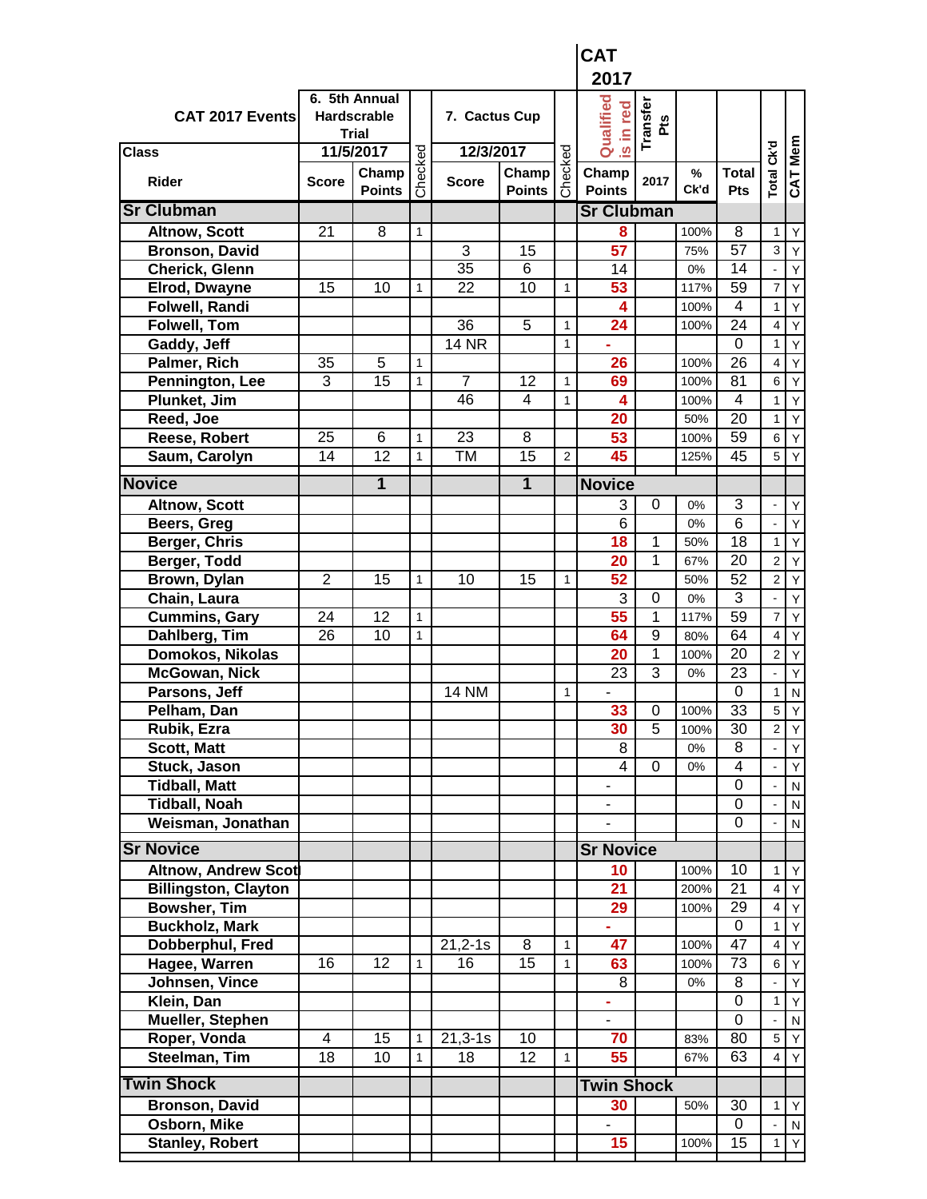| CAT 2017 Events | 6. 5th Annual Hardscrable Trial | | | 7. Cactus Cup | | | CAT 2017 | | | | | |
|---|---|---|---|---|---|---|---|---|---|---|---|---|
| Class | 11/5/2017 | | Checked | 12/3/2017 | | Checked | Qualified is in red | Transfer Pts | | | Total Ck'd | CAT Mem |
| Rider | Score | Champ Points | | Score | Champ Points | | Champ Points | 2017 | % Ck'd | Total Pts | | |
| **Sr Clubman** | | | | | | | **Sr Clubman** | | | | | |
| Altnow, Scott | 21 | 8 | 1 | | | | 8 | | 100% | 8 | 1 | Y |
| Bronson, David | | | | 3 | 15 | | 57 | | 75% | 57 | 3 | Y |
| Cherick, Glenn | | | | 35 | 6 | | 14 | | 0% | 14 | - | Y |
| Elrod, Dwayne | 15 | 10 | 1 | 22 | 10 | 1 | 53 | | 117% | 59 | 7 | Y |
| Folwell, Randi | | | | | | | 4 | | 100% | 4 | 1 | Y |
| Folwell, Tom | | | | 36 | 5 | 1 | 24 | | 100% | 24 | 4 | Y |
| Gaddy, Jeff | | | | 14 NR | | 1 | - | | | 0 | 1 | Y |
| Palmer, Rich | 35 | 5 | 1 | | | | 26 | | 100% | 26 | 4 | Y |
| Pennington, Lee | 3 | 15 | 1 | 7 | 12 | 1 | 69 | | 100% | 81 | 6 | Y |
| Plunket, Jim | | | | 46 | 4 | 1 | 4 | | 100% | 4 | 1 | Y |
| Reed, Joe | | | | | | | 20 | | 50% | 20 | 1 | Y |
| Reese, Robert | 25 | 6 | 1 | 23 | 8 | | 53 | | 100% | 59 | 6 | Y |
| Saum, Carolyn | 14 | 12 | 1 | TM | 15 | 2 | 45 | | 125% | 45 | 5 | Y |
| **Novice** | | 1 | | | 1 | | **Novice** | | | | | |
| Altnow, Scott | | | | | | | 3 | 0 | 0% | 3 | - | Y |
| Beers, Greg | | | | | | | 6 | | 0% | 6 | - | Y |
| Berger, Chris | | | | | | | 18 | 1 | 50% | 18 | 1 | Y |
| Berger, Todd | | | | | | | 20 | 1 | 67% | 20 | 2 | Y |
| Brown, Dylan | 2 | 15 | 1 | 10 | 15 | 1 | 52 | | 50% | 52 | 2 | Y |
| Chain, Laura | | | | | | | 3 | 0 | 0% | 3 | - | Y |
| Cummins, Gary | 24 | 12 | 1 | | | | 55 | 1 | 117% | 59 | 7 | Y |
| Dahlberg, Tim | 26 | 10 | 1 | | | | 64 | 9 | 80% | 64 | 4 | Y |
| Domokos, Nikolas | | | | | | | 20 | 1 | 100% | 20 | 2 | Y |
| McGowan, Nick | | | | | | | 23 | 3 | 0% | 23 | - | Y |
| Parsons, Jeff | | | | 14 NM | | 1 | - | | | 0 | 1 | N |
| Pelham, Dan | | | | | | | 33 | 0 | 100% | 33 | 5 | Y |
| Rubik, Ezra | | | | | | | 30 | 5 | 100% | 30 | 2 | Y |
| Scott, Matt | | | | | | | 8 | | 0% | 8 | - | Y |
| Stuck, Jason | | | | | | | 4 | 0 | 0% | 4 | - | Y |
| Tidball, Matt | | | | | | | - | | | 0 | - | N |
| Tidball, Noah | | | | | | | - | | | 0 | - | N |
| Weisman, Jonathan | | | | | | | - | | | 0 | - | N |
| **Sr Novice** | | | | | | | **Sr Novice** | | | | | |
| Altnow, Andrew Scot | | | | | | | 10 | | 100% | 10 | 1 | Y |
| Billingston, Clayton | | | | | | | 21 | | 200% | 21 | 4 | Y |
| Bowsher, Tim | | | | | | | 29 | | 100% | 29 | 4 | Y |
| Buckholz, Mark | | | | | | | - | | | 0 | 1 | Y |
| Dobberphul, Fred | | | | 21,2-1s | 8 | 1 | 47 | | 100% | 47 | 4 | Y |
| Hagee, Warren | 16 | 12 | 1 | 16 | 15 | 1 | 63 | | 100% | 73 | 6 | Y |
| Johnsen, Vince | | | | | | | 8 | | 0% | 8 | - | Y |
| Klein, Dan | | | | | | | - | | | 0 | 1 | Y |
| Mueller, Stephen | | | | | | | - | | | 0 | - | N |
| Roper, Vonda | 4 | 15 | 1 | 21,3-1s | 10 | | 70 | | 83% | 80 | 5 | Y |
| Steelman, Tim | 18 | 10 | 1 | 18 | 12 | 1 | 55 | | 67% | 63 | 4 | Y |
| **Twin Shock** | | | | | | | **Twin Shock** | | | | | |
| Bronson, David | | | | | | | 30 | | 50% | 30 | 1 | Y |
| Osborn, Mike | | | | | | | - | | | 0 | - | N |
| Stanley, Robert | | | | | | | 15 | | 100% | 15 | 1 | Y |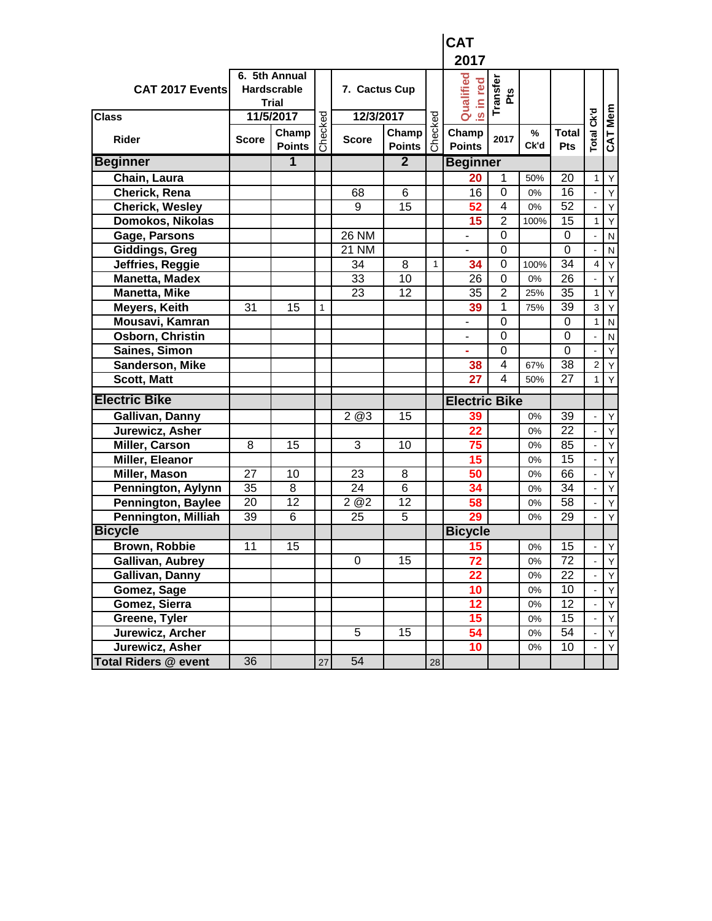| CAT 2017 Events | 6. 5th Annual Hardscrable Trial | | | 7. Cactus Cup | | | CAT 2017 | | | | | |
|---|---|---|---|---|---|---|---|---|---|---|---|---|
| Class | 11/5/2017 | | Checked | 12/3/2017 | | Checked | Qualified is in red | Transfer Pts | | | Total Ck'd | CAT Mem |
| Rider | Score | Champ Points | | Score | Champ Points | | Champ Points | 2017 | % Ck'd | Total Pts | | |
| **Beginner** | | 1 | | | 2 | | **Beginner** | | | | | |
| Chain, Laura | | | | | | | 20 | 1 | 50% | 20 | 1 | Y |
| Cherick, Rena | | | | 68 | 6 | | 16 | 0 | 0% | 16 | - | Y |
| Cherick, Wesley | | | | 9 | 15 | | 52 | 4 | 0% | 52 | - | Y |
| Domokos, Nikolas | | | | | | | 15 | 2 | 100% | 15 | 1 | Y |
| Gage, Parsons | | | | 26 NM | | | - | 0 | | 0 | - | N |
| Giddings, Greg | | | | 21 NM | | | - | 0 | | 0 | - | N |
| Jeffries, Reggie | | | | 34 | 8 | 1 | 34 | 0 | 100% | 34 | 4 | Y |
| Manetta, Madex | | | | 33 | 10 | | 26 | 0 | 0% | 26 | - | Y |
| Manetta, Mike | | | | 23 | 12 | | 35 | 2 | 25% | 35 | 1 | Y |
| Meyers, Keith | 31 | 15 | 1 | | | | 39 | 1 | 75% | 39 | 3 | Y |
| Mousavi, Kamran | | | | | | | - | 0 | | 0 | 1 | N |
| Osborn, Christin | | | | | | | - | 0 | | 0 | - | N |
| Saines, Simon | | | | | | | - | 0 | | 0 | - | Y |
| Sanderson, Mike | | | | | | | 38 | 4 | 67% | 38 | 2 | Y |
| Scott, Matt | | | | | | | 27 | 4 | 50% | 27 | 1 | Y |
| **Electric Bike** | | | | | | | **Electric Bike** | | | | | |
| Gallivan, Danny | | | | 2 @3 | 15 | | 39 | | 0% | 39 | - | Y |
| Jurewicz, Asher | | | | | | | 22 | | 0% | 22 | - | Y |
| Miller, Carson | 8 | 15 | | 3 | 10 | | 75 | | 0% | 85 | - | Y |
| Miller, Eleanor | | | | | | | 15 | | 0% | 15 | - | Y |
| Miller, Mason | 27 | 10 | | 23 | 8 | | 50 | | 0% | 66 | - | Y |
| Pennington, Aylynn | 35 | 8 | | 24 | 6 | | 34 | | 0% | 34 | - | Y |
| Pennington, Baylee | 20 | 12 | | 2 @2 | 12 | | 58 | | 0% | 58 | - | Y |
| Pennington, Milliah | 39 | 6 | | 25 | 5 | | 29 | | 0% | 29 | - | Y |
| **Bicycle** | | | | | | | **Bicycle** | | | | | |
| Brown, Robbie | 11 | 15 | | | | | 15 | | 0% | 15 | - | Y |
| Gallivan, Aubrey | | | | 0 | 15 | | 72 | | 0% | 72 | - | Y |
| Gallivan, Danny | | | | | | | 22 | | 0% | 22 | - | Y |
| Gomez, Sage | | | | | | | 10 | | 0% | 10 | - | Y |
| Gomez, Sierra | | | | | | | 12 | | 0% | 12 | - | Y |
| Greene, Tyler | | | | | | | 15 | | 0% | 15 | - | Y |
| Jurewicz, Archer | | | | 5 | 15 | | 54 | | 0% | 54 | - | Y |
| Jurewicz, Asher | | | | | | | 10 | | 0% | 10 | - | Y |
| **Total Riders @ event** | 36 | | 27 | 54 | | 28 | | | | | | |